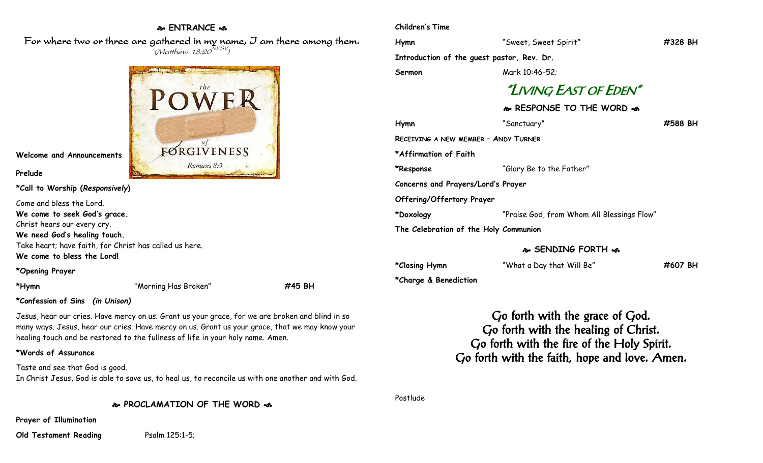## ENTRANCE

For where two or three are gathered in my name, I am there among them.
(Matthew 18:20 NRSV)

**Welcome and Announcements**

**Prelude**

**\*Call to Worship (*Responsively*)**

Come and bless the Lord.
**We come to seek God's grace.**
Christ hears our every cry.
**We need God's healing touch.**
Take heart; have faith, for Christ has called us here.
**We come to bless the Lord!**

**\*Opening Prayer**

**\*Hymn** "Morning Has Broken" **#45 BH**

**\*Confession of Sins *(in Unison)***

Jesus, hear our cries. Have mercy on us. Grant us your grace, for we are broken and blind in so many ways. Jesus, hear our cries. Have mercy on us. Grant us your grace, that we may know your healing touch and be restored to the fullness of life in your holy name. Amen.

**\*Words of Assurance**

Taste and see that God is good.
In Christ Jesus, God is able to save us, to heal us, to reconcile us with one another and with God.

## PROCLAMATION OF THE WORD

**Prayer of Illumination**

**Old Testament Reading** Psalm 125:1-5;

**Children's Time**

**Hymn** "Sweet, Sweet Spirit" **#328 BH**

**Introduction of the guest pastor, Rev. Dr.**

**Sermon** Mark 10:46-52;

## "Living East of Eden"

## RESPONSE TO THE WORD

**Hymn** "Sanctuary" **#588 BH**

**Receiving a new member – Andy Turner**

**\*Affirmation of Faith**

**\*Response** "Glory Be to the Father"

**Concerns and Prayers/Lord's Prayer**

**Offering/Offertory Prayer**

**\*Doxology** "Praise God, from Whom All Blessings Flow"

**The Celebration of the Holy Communion**

## SENDING FORTH

**\*Closing Hymn** "What a Day that Will Be" **#607 BH**

**\*Charge & Benediction**

Go forth with the grace of God.
Go forth with the healing of Christ.
Go forth with the fire of the Holy Spirit.
Go forth with the faith, hope and love. Amen.

Postlude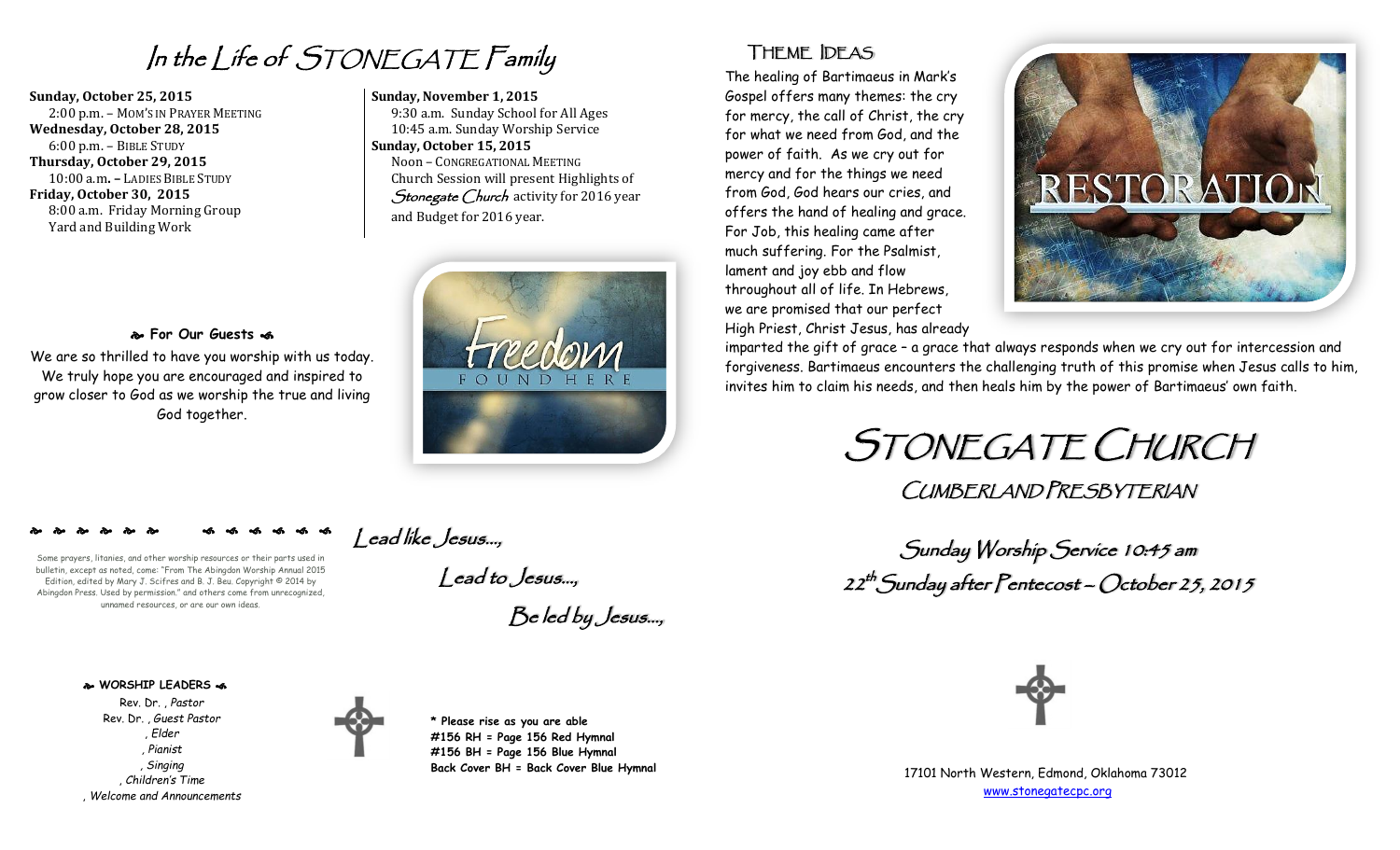# In the Life of STONEGATE Family

**Sunday, October 25, 2015**
2:00 p.m. – MOM'S IN PRAYER MEETING
**Wednesday, October 28, 2015**
6:00 p.m. – BIBLE STUDY
**Thursday, October 29, 2015**
10:00 a.m. – LADIES BIBLE STUDY
**Friday, October 30, 2015**
8:00 a.m. Friday Morning Group
Yard and Building Work

**Sunday, November 1, 2015**
9:30 a.m. Sunday School for All Ages
10:45 a.m. Sunday Worship Service
**Sunday, October 15, 2015**
Noon – CONGREGATIONAL MEETING
Church Session will present Highlights of *Stonegate Church* activity for 2016 year and Budget for 2016 year.

**For Our Guests**

We are so thrilled to have you worship with us today. We truly hope you are encouraged and inspired to grow closer to God as we worship the true and living God together.

Freedom
FOUND HERE

Some prayers, litanies, and other worship resources or their parts used in bulletin, except as noted, come: "From The Abingdon Worship Annual 2015 Edition, edited by Mary J. Scifres and B. J. Beu. Copyright © 2014 by Abingdon Press. Used by permission." and others come from unrecognized, unnamed resources, or are our own ideas.

*Lead like Jesus...,*

*Lead to Jesus...,*

*Be led by Jesus...,*

**WORSHIP LEADERS**

Rev. Dr. , *Pastor*
Rev. Dr. , *Guest Pastor*
, *Elder*
, *Pianist*
, *Singing*
, *Children's Time*
, *Welcome and Announcements*

**\* Please rise as you are able**
**#156 RH = Page 156 Red Hymnal**
**#156 BH = Page 156 Blue Hymnal**
**Back Cover BH = Back Cover Blue Hymnal**

## THEME IDEAS

The healing of Bartimaeus in Mark's Gospel offers many themes: the cry for mercy, the call of Christ, the cry for what we need from God, and the power of faith. As we cry out for mercy and for the things we need from God, God hears our cries, and offers the hand of healing and grace. For Job, this healing came after much suffering. For the Psalmist, lament and joy ebb and flow throughout all of life. In Hebrews, we are promised that our perfect High Priest, Christ Jesus, has already imparted the gift of grace – a grace that always responds when we cry out for intercession and forgiveness. Bartimaeus encounters the challenging truth of this promise when Jesus calls to him, invites him to claim his needs, and then heals him by the power of Bartimaeus' own faith.

RESTORATION

# STONEGATE CHURCH

## CUMBERLAND PRESBYTERIAN

*Sunday Worship Service 10:45 am*

*22th Sunday after Pentecost – October 25, 2015*

17101 North Western, Edmond, Oklahoma 73012
www.stonegatecpc.org